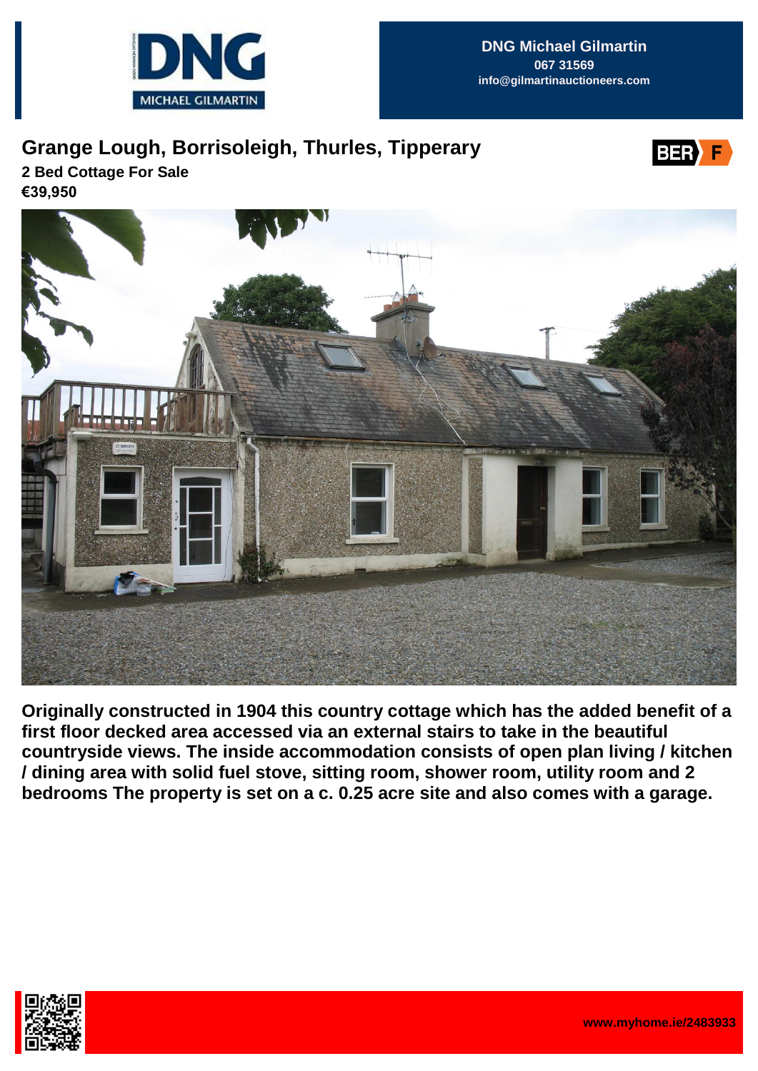DNG MICHAEL GILMARTIN

**DNG Michael Gilmartin**
**067 31569**
**info@gilmartinauctioneers.com**

# Grange Lough, Borrisoleigh, Thurles, Tipperary

**2 Bed Cottage For Sale**
**€39,950**

BER F

**Originally constructed in 1904 this country cottage which has the added benefit of a first floor decked area accessed via an external stairs to take in the beautiful countryside views. The inside accommodation consists of open plan living / kitchen / dining area with solid fuel stove, sitting room, shower room, utility room and 2 bedrooms The property is set on a c. 0.25 acre site and also comes with a garage.**

**www.myhome.ie/2483933**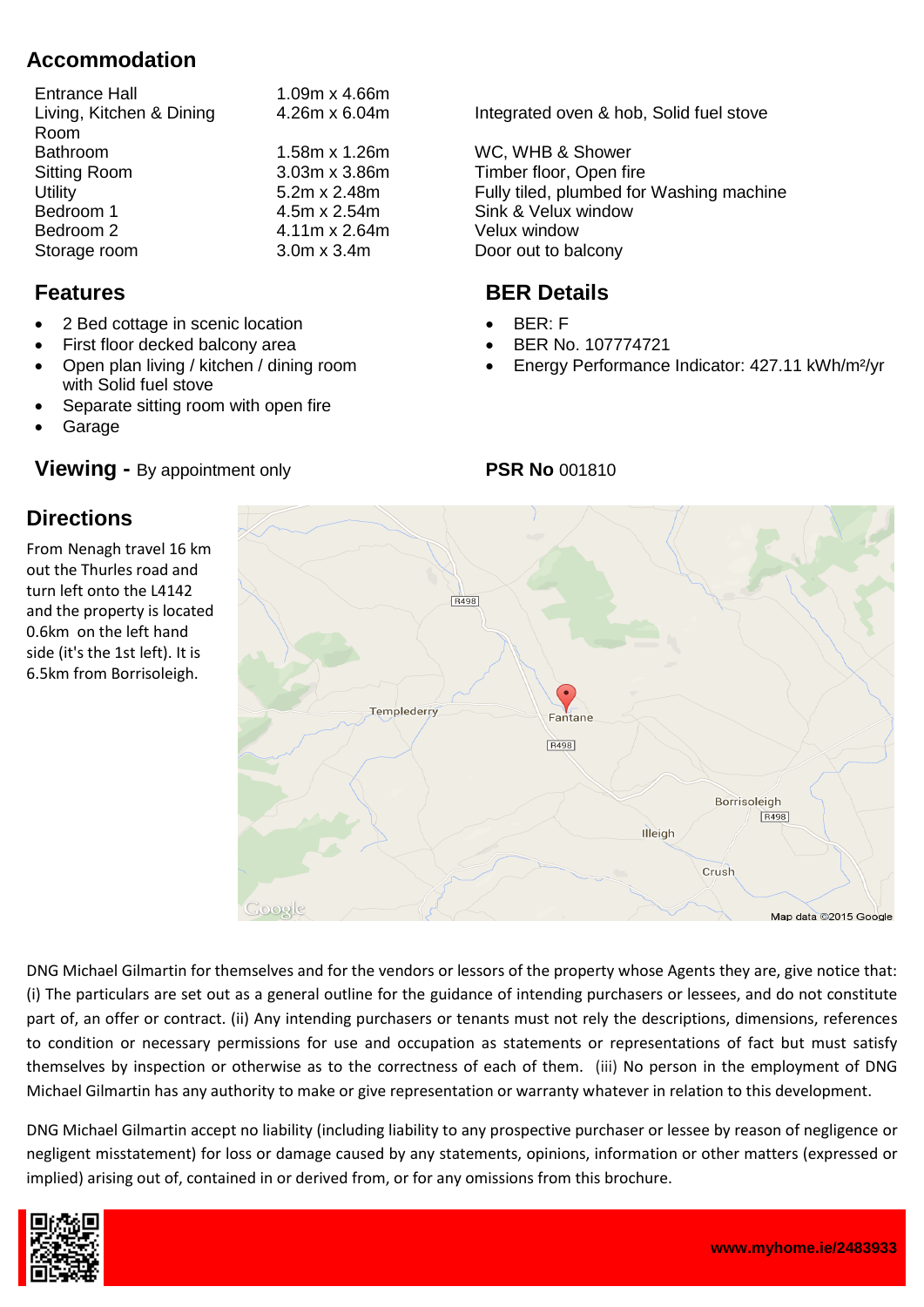## Accommodation

| | | |
|---|---|---|
| Entrance Hall | 1.09m x 4.66m | |
| Living, Kitchen & Dining Room | 4.26m x 6.04m | Integrated oven & hob, Solid fuel stove |
| Bathroom | 1.58m x 1.26m | WC, WHB & Shower |
| Sitting Room | 3.03m x 3.86m | Timber floor, Open fire |
| Utility | 5.2m x 2.48m | Fully tiled, plumbed for Washing machine |
| Bedroom 1 | 4.5m x 2.54m | Sink & Velux window |
| Bedroom 2 | 4.11m x 2.64m | Velux window |
| Storage room | 3.0m x 3.4m | Door out to balcony |

## Features

- 2 Bed cottage in scenic location
- First floor decked balcony area
- Open plan living / kitchen / dining room with Solid fuel stove
- Separate sitting room with open fire
- Garage

## BER Details

- BER: F
- BER No. 107774721
- Energy Performance Indicator: 427.11 kWh/m²/yr

**Viewing -** By appointment only

**PSR No** 001810

## Directions

From Nenagh travel 16 km out the Thurles road and turn left onto the L4142 and the property is located 0.6km on the left hand side (it's the 1st left). It is 6.5km from Borrisoleigh.

DNG Michael Gilmartin for themselves and for the vendors or lessors of the property whose Agents they are, give notice that: (i) The particulars are set out as a general outline for the guidance of intending purchasers or lessees, and do not constitute part of, an offer or contract. (ii) Any intending purchasers or tenants must not rely the descriptions, dimensions, references to condition or necessary permissions for use and occupation as statements or representations of fact but must satisfy themselves by inspection or otherwise as to the correctness of each of them. (iii) No person in the employment of DNG Michael Gilmartin has any authority to make or give representation or warranty whatever in relation to this development.

DNG Michael Gilmartin accept no liability (including liability to any prospective purchaser or lessee by reason of negligence or negligent misstatement) for loss or damage caused by any statements, opinions, information or other matters (expressed or implied) arising out of, contained in or derived from, or for any omissions from this brochure.

www.myhome.ie/2483933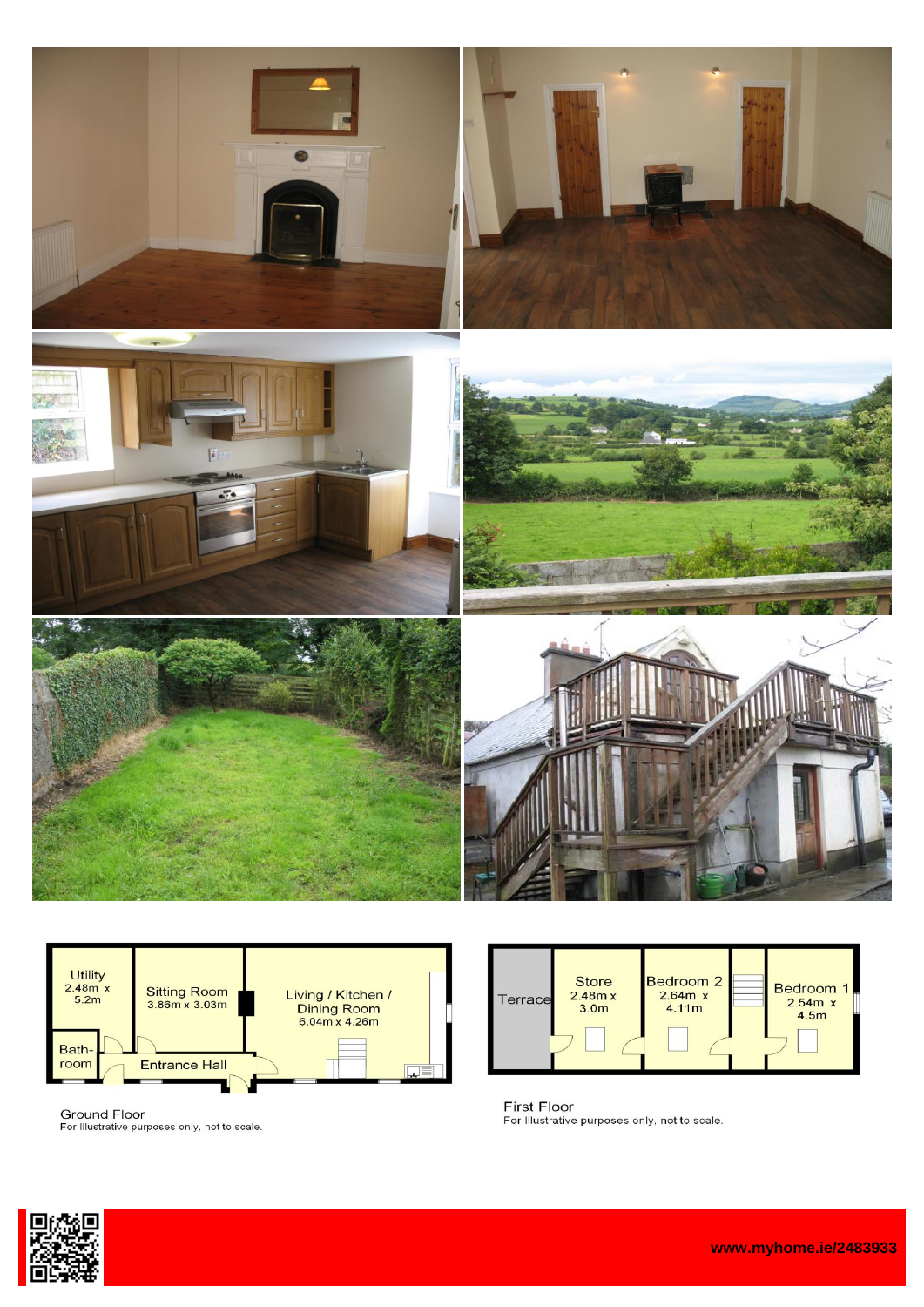Utility
2.48m x 5.2m

Sitting Room
3.86m x 3.03m

Living / Kitchen / Dining Room
6.04m x 4.26m

Bath-room

Entrance Hall

Ground Floor
For Illustrative purposes only, not to scale.

Terrace

Store
2.48m x 3.0m

Bedroom 2
2.64m x 4.11m

Bedroom 1
2.54m x 4.5m

First Floor
For Illustrative purposes only, not to scale.

**www.myhome.ie/2483933**